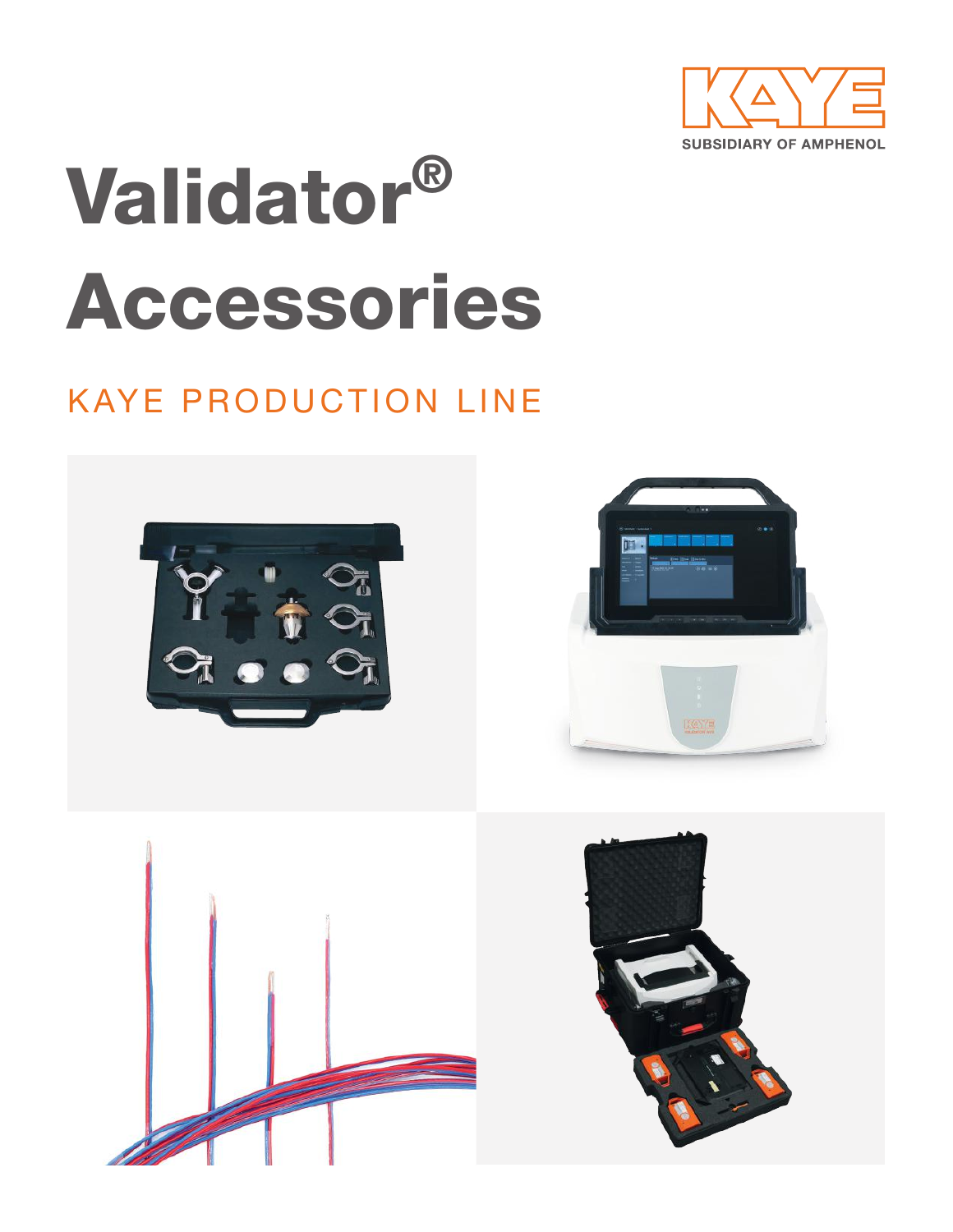KAYE

SUBSIDIARY OF AMPHENOL

# Validator® Accessories

## KAYE PRODUCTION LINE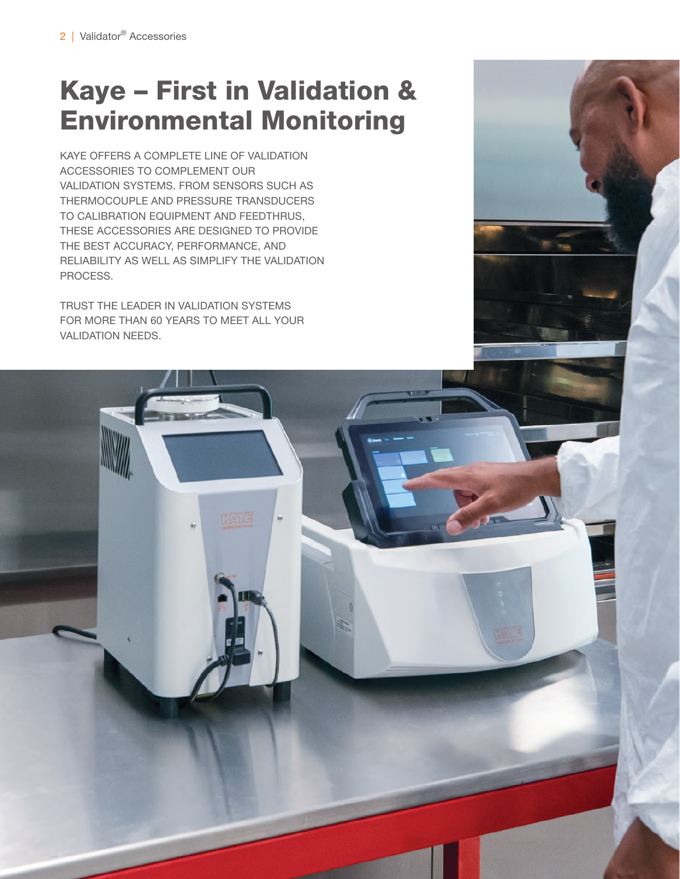# Kaye – First in Validation & Environmental Monitoring

KAYE OFFERS A COMPLETE LINE OF VALIDATION ACCESSORIES TO COMPLEMENT OUR VALIDATION SYSTEMS. FROM SENSORS SUCH AS THERMOCOUPLE AND PRESSURE TRANSDUCERS TO CALIBRATION EQUIPMENT AND FEEDTHRUS, THESE ACCESSORIES ARE DESIGNED TO PROVIDE THE BEST ACCURACY, PERFORMANCE, AND RELIABILITY AS WELL AS SIMPLIFY THE VALIDATION PROCESS.

TRUST THE LEADER IN VALIDATION SYSTEMS FOR MORE THAN 60 YEARS TO MEET ALL YOUR VALIDATION NEEDS.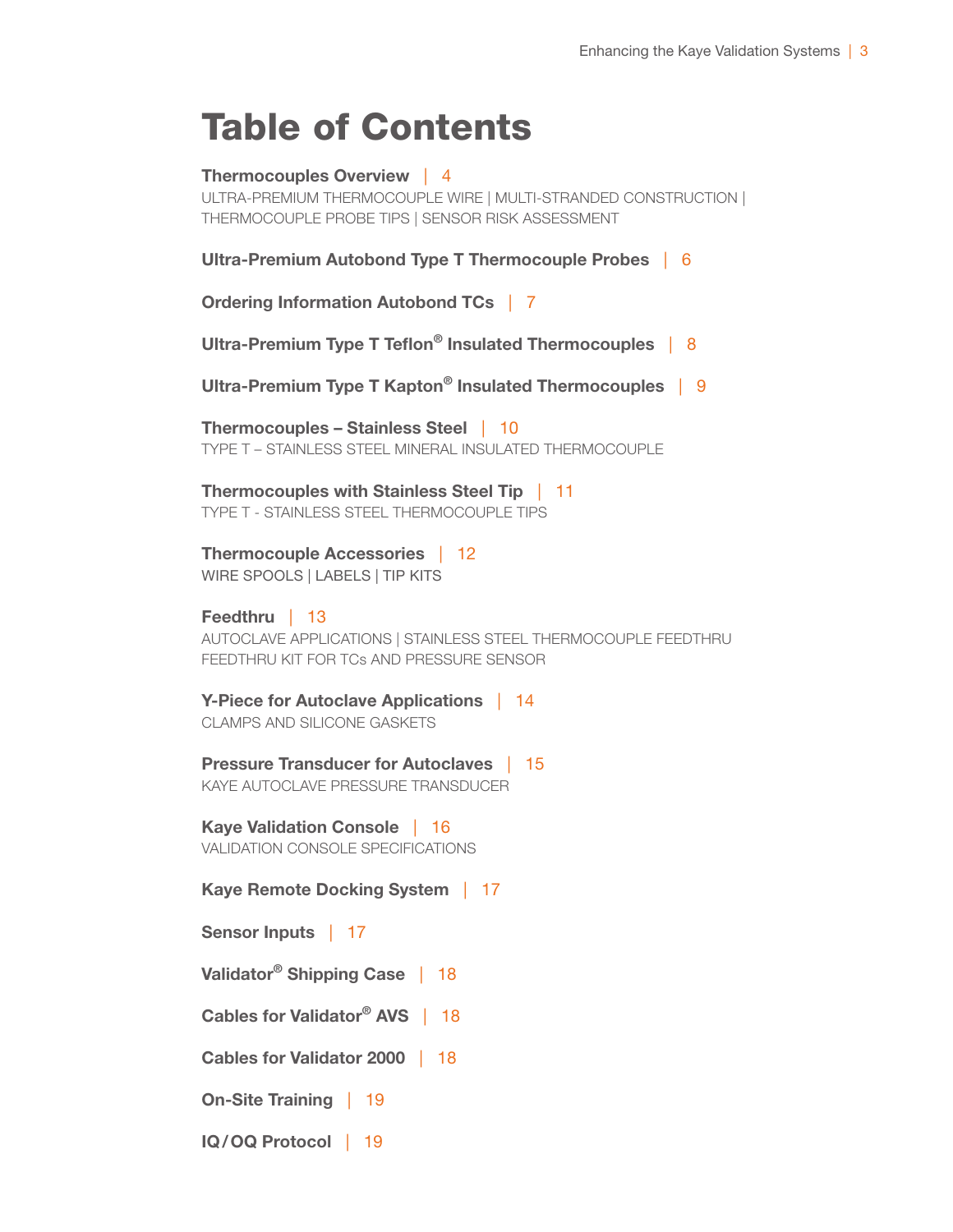# Table of Contents

**Thermocouples Overview** | 4
ULTRA-PREMIUM THERMOCOUPLE WIRE | MULTI-STRANDED CONSTRUCTION | THERMOCOUPLE PROBE TIPS | SENSOR RISK ASSESSMENT

**Ultra-Premium Autobond Type T Thermocouple Probes** | 6

**Ordering Information Autobond TCs** | 7

**Ultra-Premium Type T Teflon® Insulated Thermocouples** | 8

**Ultra-Premium Type T Kapton® Insulated Thermocouples** | 9

**Thermocouples – Stainless Steel** | 10
TYPE T – STAINLESS STEEL MINERAL INSULATED THERMOCOUPLE

**Thermocouples with Stainless Steel Tip** | 11
TYPE T - STAINLESS STEEL THERMOCOUPLE TIPS

**Thermocouple Accessories** | 12
WIRE SPOOLS | LABELS | TIP KITS

**Feedthru** | 13
AUTOCLAVE APPLICATIONS | STAINLESS STEEL THERMOCOUPLE FEEDTHRU
FEEDTHRU KIT FOR TCs AND PRESSURE SENSOR

**Y-Piece for Autoclave Applications** | 14
CLAMPS AND SILICONE GASKETS

**Pressure Transducer for Autoclaves** | 15
KAYE AUTOCLAVE PRESSURE TRANSDUCER

**Kaye Validation Console** | 16
VALIDATION CONSOLE SPECIFICATIONS

**Kaye Remote Docking System** | 17

**Sensor Inputs** | 17

**Validator® Shipping Case** | 18

**Cables for Validator® AVS** | 18

**Cables for Validator 2000** | 18

**On-Site Training** | 19

**IQ/OQ Protocol** | 19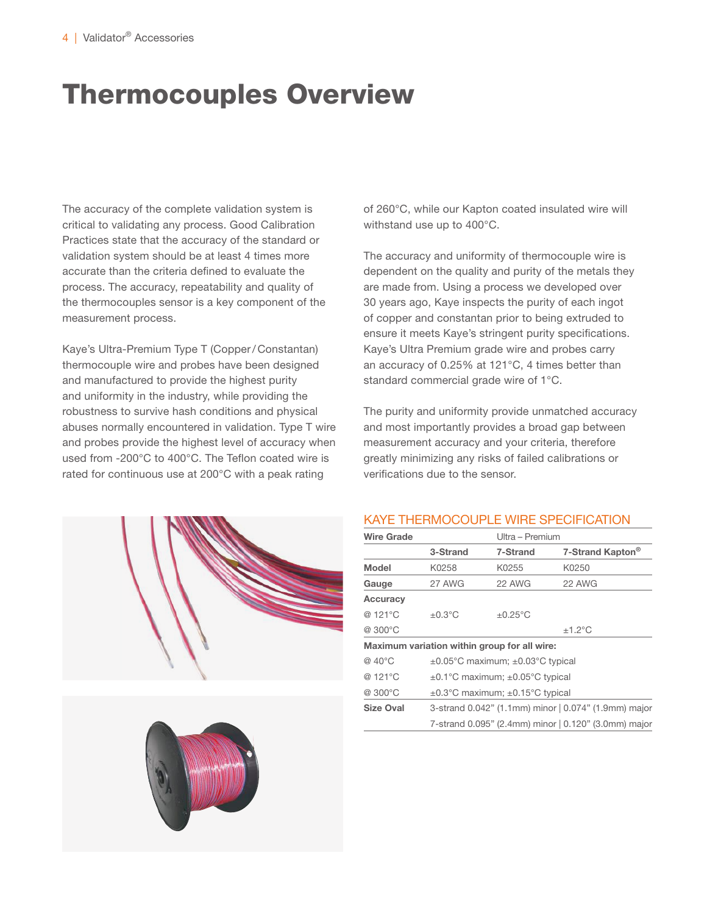# Thermocouples Overview

The accuracy of the complete validation system is critical to validating any process. Good Calibration Practices state that the accuracy of the standard or validation system should be at least 4 times more accurate than the criteria defined to evaluate the process. The accuracy, repeatability and quality of the thermocouples sensor is a key component of the measurement process.

Kaye's Ultra-Premium Type T (Copper/Constantan) thermocouple wire and probes have been designed and manufactured to provide the highest purity and uniformity in the industry, while providing the robustness to survive hash conditions and physical abuses normally encountered in validation. Type T wire and probes provide the highest level of accuracy when used from -200°C to 400°C. The Teflon coated wire is rated for continuous use at 200°C with a peak rating of 260°C, while our Kapton coated insulated wire will withstand use up to 400°C.

The accuracy and uniformity of thermocouple wire is dependent on the quality and purity of the metals they are made from. Using a process we developed over 30 years ago, Kaye inspects the purity of each ingot of copper and constantan prior to being extruded to ensure it meets Kaye's stringent purity specifications. Kaye's Ultra Premium grade wire and probes carry an accuracy of 0.25% at 121°C, 4 times better than standard commercial grade wire of 1°C.

The purity and uniformity provide unmatched accuracy and most importantly provides a broad gap between measurement accuracy and your criteria, therefore greatly minimizing any risks of failed calibrations or verifications due to the sensor.

## KAYE THERMOCOUPLE WIRE SPECIFICATION

| Wire Grade | | Ultra – Premium | |
|---|---|---|---|
| | 3-Strand | 7-Strand | 7-Strand Kapton® |
| **Model** | K0258 | K0255 | K0250 |
| **Gauge** | 27 AWG | 22 AWG | 22 AWG |
| **Accuracy** | | | |
| @ 121°C | ±0.3°C | ±0.25°C | |
| @ 300°C | | | ±1.2°C |
| **Maximum variation within group for all wire:** | | | |
| @ 40°C | ±0.05°C maximum; ±0.03°C typical | | |
| @ 121°C | ±0.1°C maximum; ±0.05°C typical | | |
| @ 300°C | ±0.3°C maximum; ±0.15°C typical | | |
| **Size Oval** | 3-strand 0.042" (1.1mm) minor \| 0.074" (1.9mm) major | | |
| | 7-strand 0.095" (2.4mm) minor \| 0.120" (3.0mm) major | | |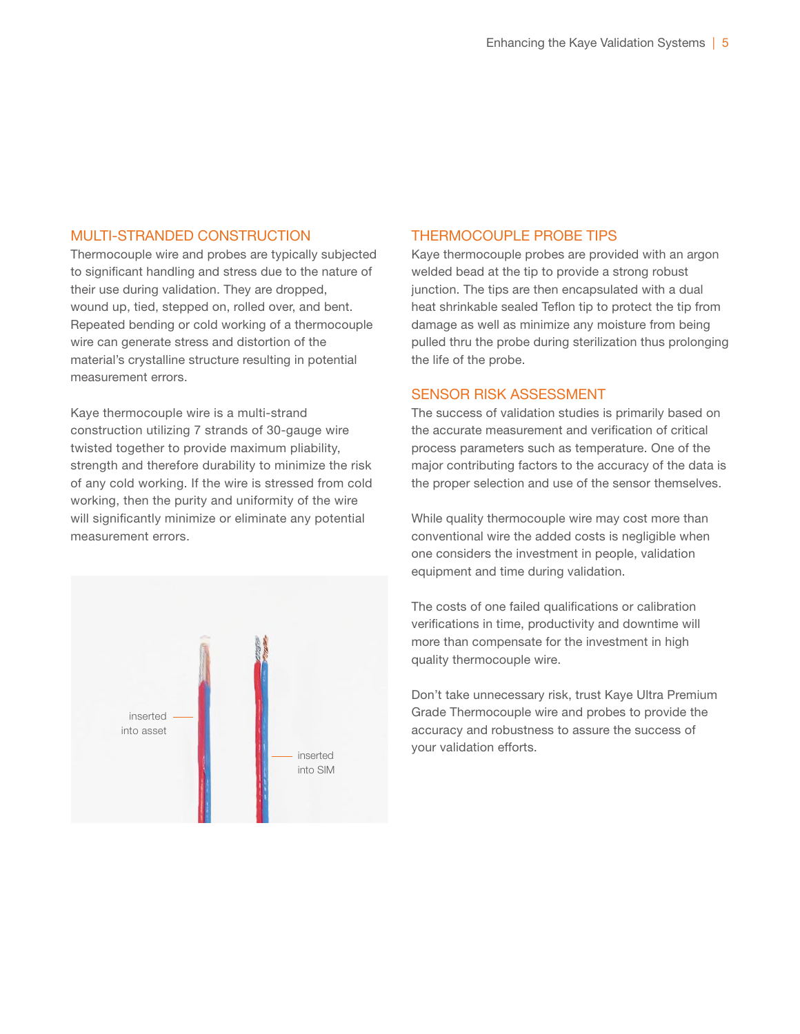## MULTI-STRANDED CONSTRUCTION

Thermocouple wire and probes are typically subjected to significant handling and stress due to the nature of their use during validation. They are dropped, wound up, tied, stepped on, rolled over, and bent. Repeated bending or cold working of a thermocouple wire can generate stress and distortion of the material's crystalline structure resulting in potential measurement errors.

Kaye thermocouple wire is a multi-strand construction utilizing 7 strands of 30-gauge wire twisted together to provide maximum pliability, strength and therefore durability to minimize the risk of any cold working. If the wire is stressed from cold working, then the purity and uniformity of the wire will significantly minimize or eliminate any potential measurement errors.

inserted into asset

inserted into SIM

## THERMOCOUPLE PROBE TIPS

Kaye thermocouple probes are provided with an argon welded bead at the tip to provide a strong robust junction. The tips are then encapsulated with a dual heat shrinkable sealed Teflon tip to protect the tip from damage as well as minimize any moisture from being pulled thru the probe during sterilization thus prolonging the life of the probe.

## SENSOR RISK ASSESSMENT

The success of validation studies is primarily based on the accurate measurement and verification of critical process parameters such as temperature. One of the major contributing factors to the accuracy of the data is the proper selection and use of the sensor themselves.

While quality thermocouple wire may cost more than conventional wire the added costs is negligible when one considers the investment in people, validation equipment and time during validation.

The costs of one failed qualifications or calibration verifications in time, productivity and downtime will more than compensate for the investment in high quality thermocouple wire.

Don't take unnecessary risk, trust Kaye Ultra Premium Grade Thermocouple wire and probes to provide the accuracy and robustness to assure the success of your validation efforts.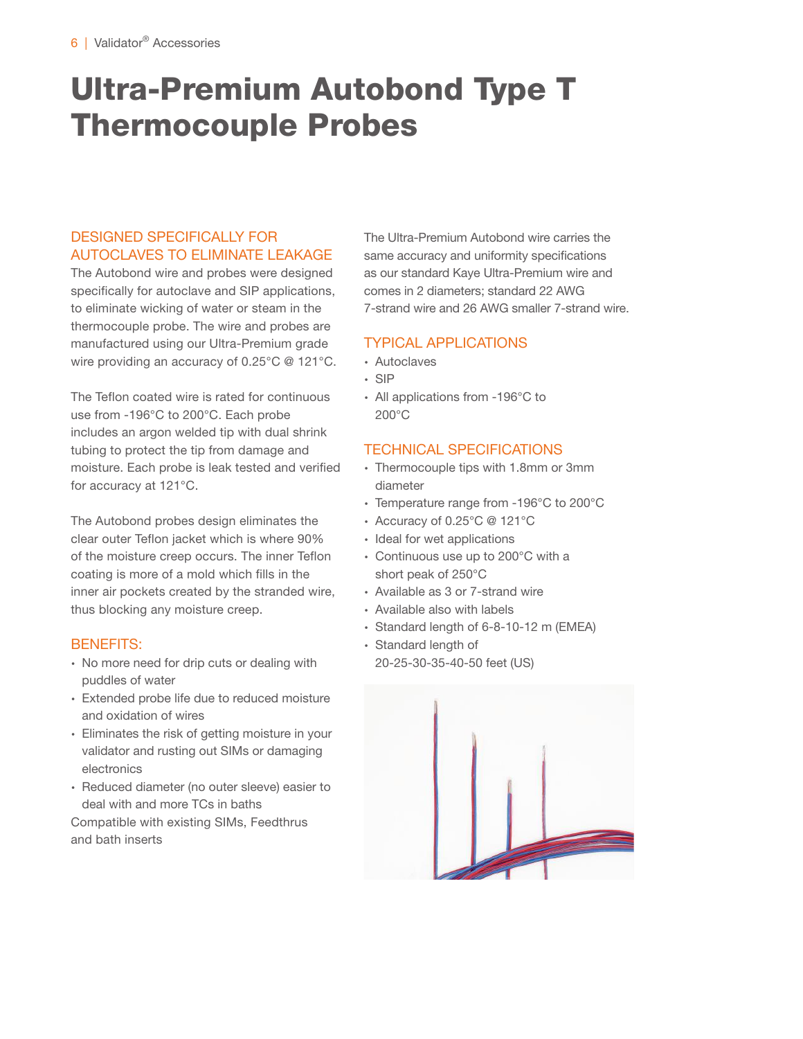# Ultra-Premium Autobond Type T Thermocouple Probes

## DESIGNED SPECIFICALLY FOR AUTOCLAVES TO ELIMINATE LEAKAGE

The Autobond wire and probes were designed specifically for autoclave and SIP applications, to eliminate wicking of water or steam in the thermocouple probe. The wire and probes are manufactured using our Ultra-Premium grade wire providing an accuracy of 0.25°C @ 121°C.

The Teflon coated wire is rated for continuous use from -196°C to 200°C. Each probe includes an argon welded tip with dual shrink tubing to protect the tip from damage and moisture. Each probe is leak tested and verified for accuracy at 121°C.

The Autobond probes design eliminates the clear outer Teflon jacket which is where 90% of the moisture creep occurs. The inner Teflon coating is more of a mold which fills in the inner air pockets created by the stranded wire, thus blocking any moisture creep.

## BENEFITS:

- No more need for drip cuts or dealing with puddles of water
- Extended probe life due to reduced moisture and oxidation of wires
- Eliminates the risk of getting moisture in your validator and rusting out SIMs or damaging electronics
- Reduced diameter (no outer sleeve) easier to deal with and more TCs in baths

Compatible with existing SIMs, Feedthrus and bath inserts

The Ultra-Premium Autobond wire carries the same accuracy and uniformity specifications as our standard Kaye Ultra-Premium wire and comes in 2 diameters; standard 22 AWG 7-strand wire and 26 AWG smaller 7-strand wire.

## TYPICAL APPLICATIONS

- Autoclaves
- SIP
- All applications from -196°C to 200°C

## TECHNICAL SPECIFICATIONS

- Thermocouple tips with 1.8mm or 3mm diameter
- Temperature range from -196°C to 200°C
- Accuracy of 0.25°C @ 121°C
- Ideal for wet applications
- Continuous use up to 200°C with a short peak of 250°C
- Available as 3 or 7-strand wire
- Available also with labels
- Standard length of 6-8-10-12 m (EMEA)
- Standard length of 20-25-30-35-40-50 feet (US)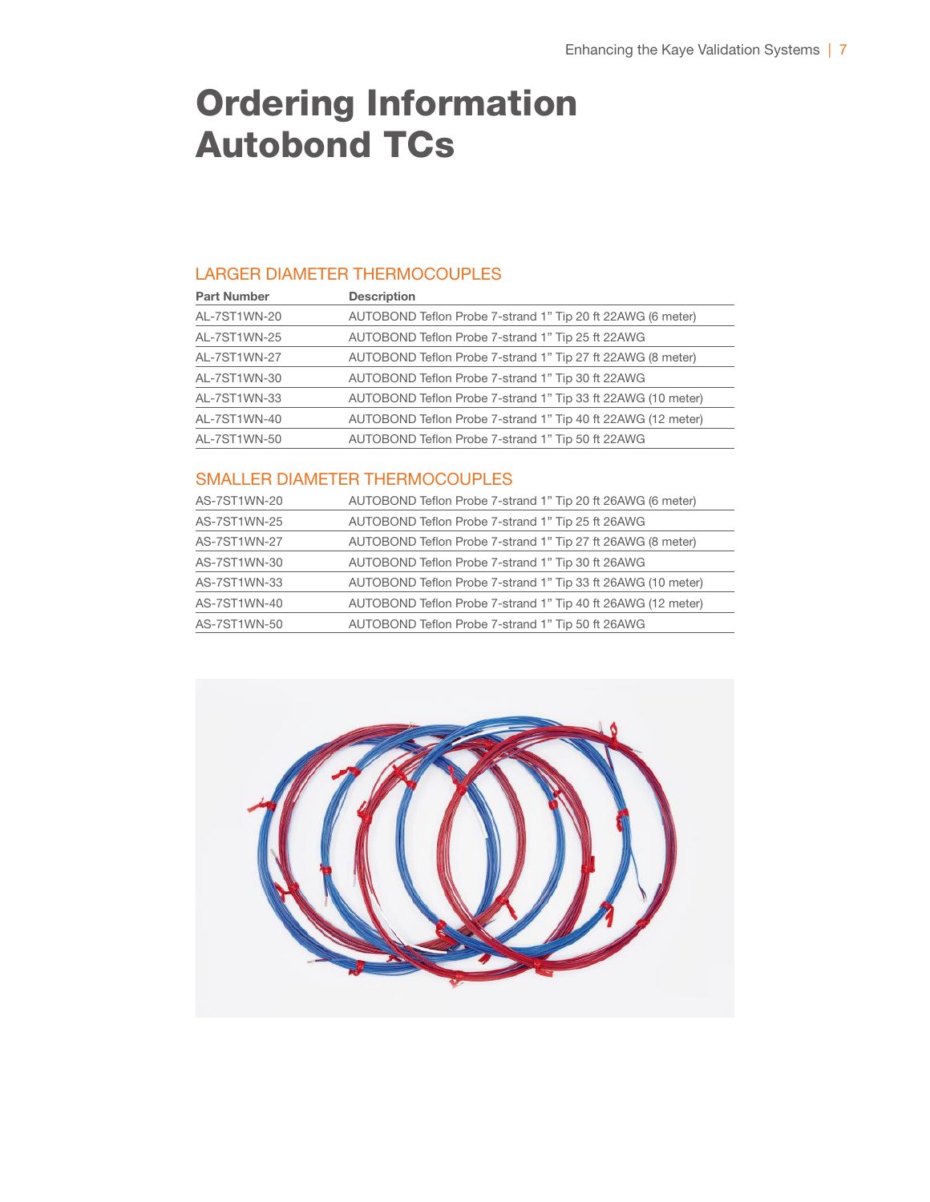# Ordering Information Autobond TCs

## LARGER DIAMETER THERMOCOUPLES

| Part Number | Description |
|---|---|
| AL-7ST1WN-20 | AUTOBOND Teflon Probe 7-strand 1" Tip 20 ft 22AWG (6 meter) |
| AL-7ST1WN-25 | AUTOBOND Teflon Probe 7-strand 1" Tip 25 ft 22AWG |
| AL-7ST1WN-27 | AUTOBOND Teflon Probe 7-strand 1" Tip 27 ft 22AWG (8 meter) |
| AL-7ST1WN-30 | AUTOBOND Teflon Probe 7-strand 1" Tip 30 ft 22AWG |
| AL-7ST1WN-33 | AUTOBOND Teflon Probe 7-strand 1" Tip 33 ft 22AWG (10 meter) |
| AL-7ST1WN-40 | AUTOBOND Teflon Probe 7-strand 1" Tip 40 ft 22AWG (12 meter) |
| AL-7ST1WN-50 | AUTOBOND Teflon Probe 7-strand 1" Tip 50 ft 22AWG |

## SMALLER DIAMETER THERMOCOUPLES

| Part Number | Description |
|---|---|
| AS-7ST1WN-20 | AUTOBOND Teflon Probe 7-strand 1" Tip 20 ft 26AWG (6 meter) |
| AS-7ST1WN-25 | AUTOBOND Teflon Probe 7-strand 1" Tip 25 ft 26AWG |
| AS-7ST1WN-27 | AUTOBOND Teflon Probe 7-strand 1" Tip 27 ft 26AWG (8 meter) |
| AS-7ST1WN-30 | AUTOBOND Teflon Probe 7-strand 1" Tip 30 ft 26AWG |
| AS-7ST1WN-33 | AUTOBOND Teflon Probe 7-strand 1" Tip 33 ft 26AWG (10 meter) |
| AS-7ST1WN-40 | AUTOBOND Teflon Probe 7-strand 1" Tip 40 ft 26AWG (12 meter) |
| AS-7ST1WN-50 | AUTOBOND Teflon Probe 7-strand 1" Tip 50 ft 26AWG |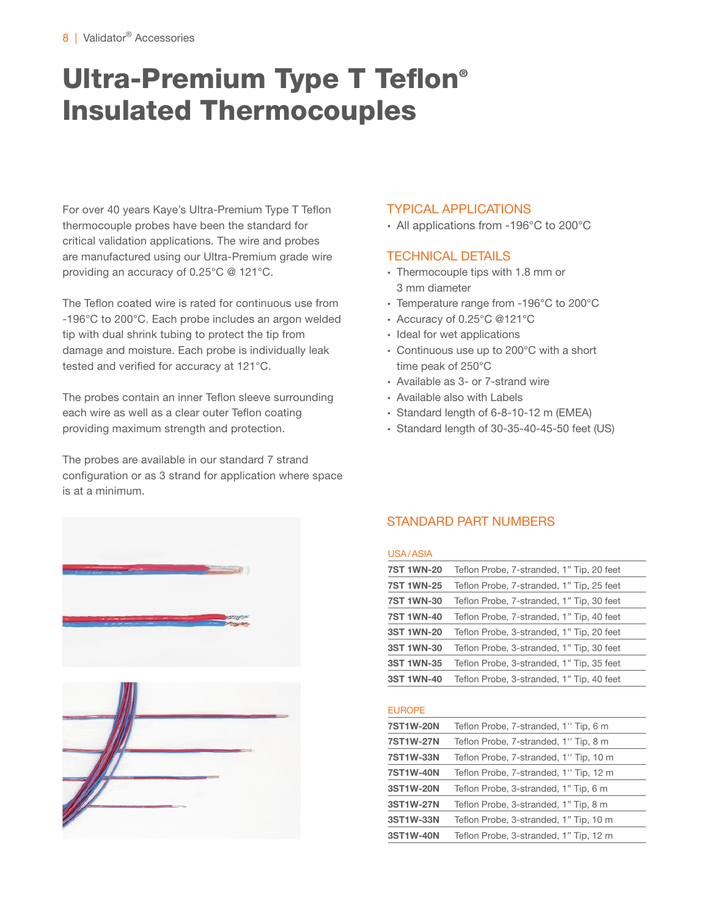# Ultra-Premium Type T Teflon® Insulated Thermocouples

For over 40 years Kaye's Ultra-Premium Type T Teflon thermocouple probes have been the standard for critical validation applications. The wire and probes are manufactured using our Ultra-Premium grade wire providing an accuracy of 0.25°C @ 121°C.

The Teflon coated wire is rated for continuous use from -196°C to 200°C. Each probe includes an argon welded tip with dual shrink tubing to protect the tip from damage and moisture. Each probe is individually leak tested and verified for accuracy at 121°C.

The probes contain an inner Teflon sleeve surrounding each wire as well as a clear outer Teflon coating providing maximum strength and protection.

The probes are available in our standard 7 strand configuration or as 3 strand for application where space is at a minimum.

## TYPICAL APPLICATIONS

- All applications from -196°C to 200°C

## TECHNICAL DETAILS

- Thermocouple tips with 1.8 mm or 3 mm diameter
- Temperature range from -196°C to 200°C
- Accuracy of 0.25°C @121°C
- Ideal for wet applications
- Continuous use up to 200°C with a short time peak of 250°C
- Available as 3- or 7-strand wire
- Available also with Labels
- Standard length of 6-8-10-12 m (EMEA)
- Standard length of 30-35-40-45-50 feet (US)

## STANDARD PART NUMBERS

### USA/ASIA

| | |
|---|---|
| **7ST 1WN-20** | Teflon Probe, 7-stranded, 1" Tip, 20 feet |
| **7ST 1WN-25** | Teflon Probe, 7-stranded, 1" Tip, 25 feet |
| **7ST 1WN-30** | Teflon Probe, 7-stranded, 1" Tip, 30 feet |
| **7ST 1WN-40** | Teflon Probe, 7-stranded, 1" Tip, 40 feet |
| **3ST 1WN-20** | Teflon Probe, 3-stranded, 1" Tip, 20 feet |
| **3ST 1WN-30** | Teflon Probe, 3-stranded, 1" Tip, 30 feet |
| **3ST 1WN-35** | Teflon Probe, 3-stranded, 1" Tip, 35 feet |
| **3ST 1WN-40** | Teflon Probe, 3-stranded, 1" Tip, 40 feet |

### EUROPE

| | |
|---|---|
| **7ST1W-20N** | Teflon Probe, 7-stranded, 1'' Tip, 6 m |
| **7ST1W-27N** | Teflon Probe, 7-stranded, 1'' Tip, 8 m |
| **7ST1W-33N** | Teflon Probe, 7-stranded, 1'' Tip, 10 m |
| **7ST1W-40N** | Teflon Probe, 7-stranded, 1'' Tip, 12 m |
| **3ST1W-20N** | Teflon Probe, 3-stranded, 1" Tip, 6 m |
| **3ST1W-27N** | Teflon Probe, 3-stranded, 1" Tip, 8 m |
| **3ST1W-33N** | Teflon Probe, 3-stranded, 1" Tip, 10 m |
| **3ST1W-40N** | Teflon Probe, 3-stranded, 1" Tip, 12 m |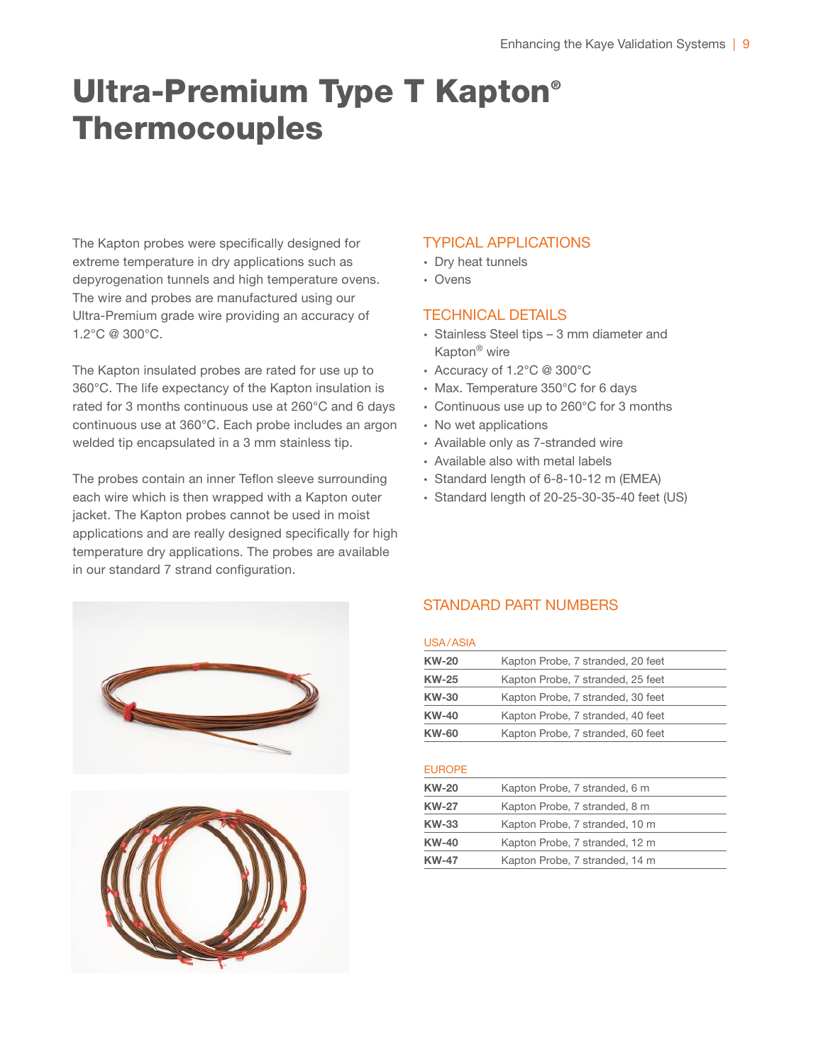# Ultra-Premium Type T Kapton® Thermocouples

The Kapton probes were specifically designed for extreme temperature in dry applications such as depyrogenation tunnels and high temperature ovens. The wire and probes are manufactured using our Ultra-Premium grade wire providing an accuracy of 1.2°C @ 300°C.

The Kapton insulated probes are rated for use up to 360°C. The life expectancy of the Kapton insulation is rated for 3 months continuous use at 260°C and 6 days continuous use at 360°C. Each probe includes an argon welded tip encapsulated in a 3 mm stainless tip.

The probes contain an inner Teflon sleeve surrounding each wire which is then wrapped with a Kapton outer jacket. The Kapton probes cannot be used in moist applications and are really designed specifically for high temperature dry applications. The probes are available in our standard 7 strand configuration.

## TYPICAL APPLICATIONS

- Dry heat tunnels
- Ovens

## TECHNICAL DETAILS

- Stainless Steel tips – 3 mm diameter and Kapton® wire
- Accuracy of 1.2°C @ 300°C
- Max. Temperature 350°C for 6 days
- Continuous use up to 260°C for 3 months
- No wet applications
- Available only as 7-stranded wire
- Available also with metal labels
- Standard length of 6-8-10-12 m (EMEA)
- Standard length of 20-25-30-35-40 feet (US)

## STANDARD PART NUMBERS

### USA/ASIA

| | |
|---|---|
| **KW-20** | Kapton Probe, 7 stranded, 20 feet |
| **KW-25** | Kapton Probe, 7 stranded, 25 feet |
| **KW-30** | Kapton Probe, 7 stranded, 30 feet |
| **KW-40** | Kapton Probe, 7 stranded, 40 feet |
| **KW-60** | Kapton Probe, 7 stranded, 60 feet |

### EUROPE

| | |
|---|---|
| **KW-20** | Kapton Probe, 7 stranded, 6 m |
| **KW-27** | Kapton Probe, 7 stranded, 8 m |
| **KW-33** | Kapton Probe, 7 stranded, 10 m |
| **KW-40** | Kapton Probe, 7 stranded, 12 m |
| **KW-47** | Kapton Probe, 7 stranded, 14 m |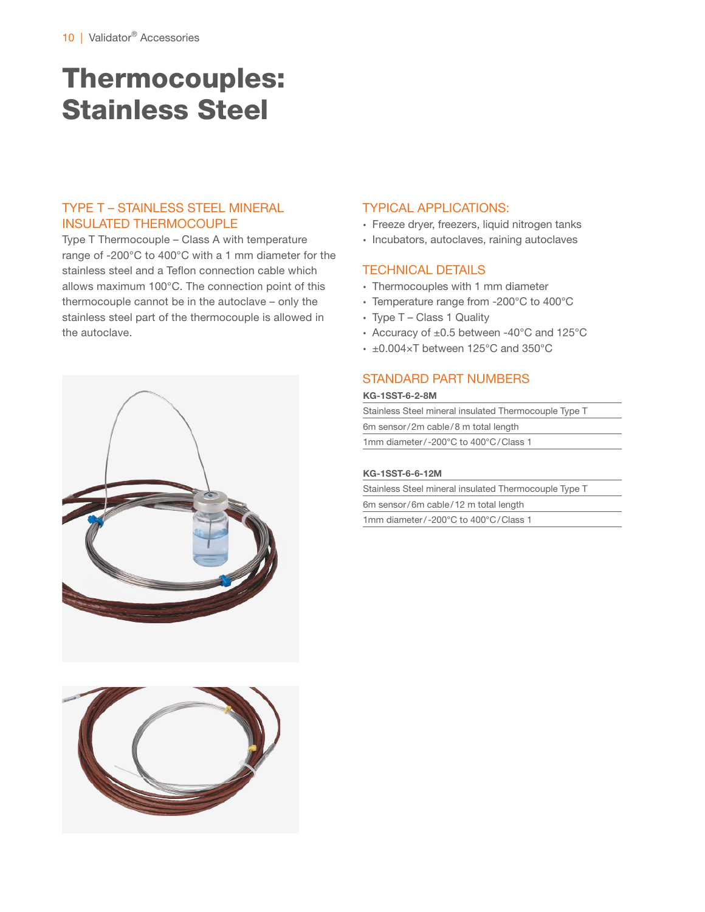# Thermocouples: Stainless Steel

## TYPE T – STAINLESS STEEL MINERAL INSULATED THERMOCOUPLE

Type T Thermocouple – Class A with temperature range of -200°C to 400°C with a 1 mm diameter for the stainless steel and a Teflon connection cable which allows maximum 100°C. The connection point of this thermocouple cannot be in the autoclave – only the stainless steel part of the thermocouple is allowed in the autoclave.

## TYPICAL APPLICATIONS:

- Freeze dryer, freezers, liquid nitrogen tanks
- Incubators, autoclaves, raining autoclaves

## TECHNICAL DETAILS

- Thermocouples with 1 mm diameter
- Temperature range from -200°C to 400°C
- Type T – Class 1 Quality
- Accuracy of ±0.5 between -40°C and 125°C
- ±0.004×T between 125°C and 350°C

## STANDARD PART NUMBERS

| KG-1SST-6-2-8M |
| --- |
| Stainless Steel mineral insulated Thermocouple Type T |
| 6m sensor/2m cable/8 m total length |
| 1mm diameter/-200°C to 400°C/Class 1 |

| KG-1SST-6-6-12M |
| --- |
| Stainless Steel mineral insulated Thermocouple Type T |
| 6m sensor/6m cable/12 m total length |
| 1mm diameter/-200°C to 400°C/Class 1 |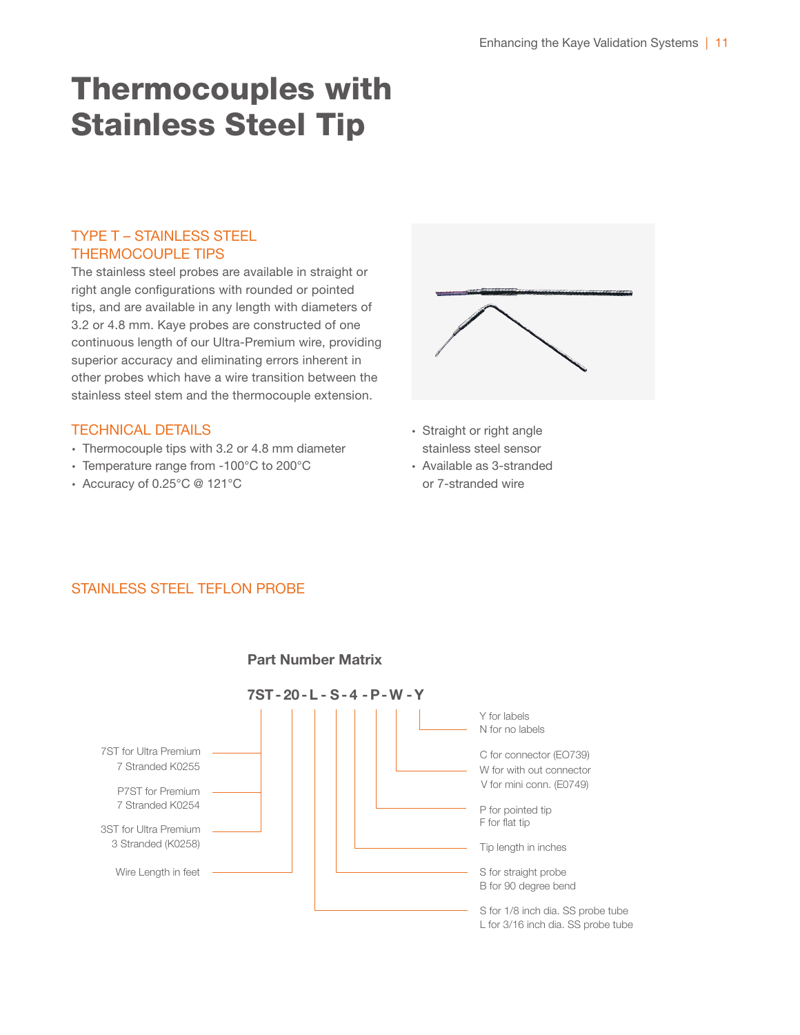# Thermocouples with Stainless Steel Tip

## TYPE T – STAINLESS STEEL THERMOCOUPLE TIPS

The stainless steel probes are available in straight or right angle configurations with rounded or pointed tips, and are available in any length with diameters of 3.2 or 4.8 mm. Kaye probes are constructed of one continuous length of our Ultra-Premium wire, providing superior accuracy and eliminating errors inherent in other probes which have a wire transition between the stainless steel stem and the thermocouple extension.

## TECHNICAL DETAILS

- Thermocouple tips with 3.2 or 4.8 mm diameter
- Temperature range from -100°C to 200°C
- Accuracy of 0.25°C @ 121°C
- Straight or right angle stainless steel sensor
- Available as 3-stranded or 7-stranded wire

## STAINLESS STEEL TEFLON PROBE

### Part Number Matrix

**7ST - 20 - L - S - 4 - P - W - Y**

- **7ST**: 7ST for Ultra Premium 7 Stranded K0255; P7ST for Premium 7 Stranded K0254; 3ST for Ultra Premium 3 Stranded (K0258)
- **20**: Wire Length in feet
- **L**: S for 1/8 inch dia. SS probe tube; L for 3/16 inch dia. SS probe tube
- **S**: S for straight probe; B for 90 degree bend
- **4**: Tip length in inches
- **P**: P for pointed tip; F for flat tip
- **W**: C for connector (EO739); W for with out connector; V for mini conn. (E0749)
- **Y**: Y for labels; N for no labels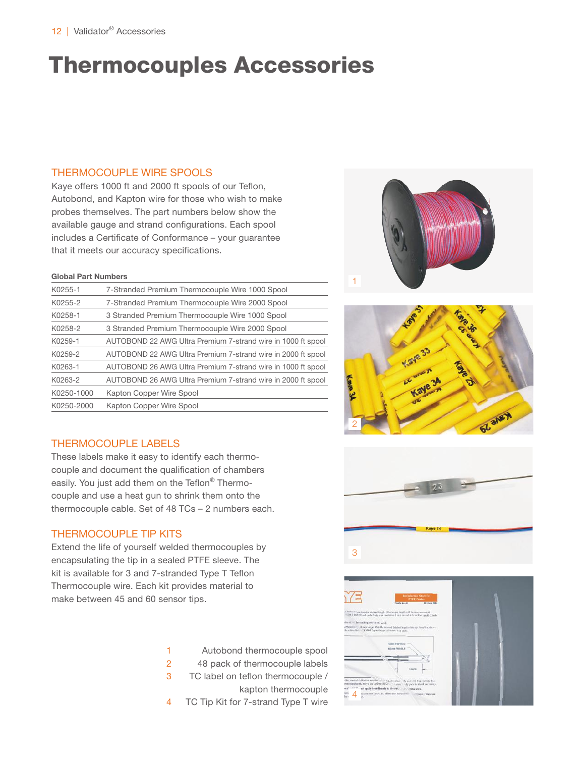# Thermocouples Accessories

## THERMOCOUPLE WIRE SPOOLS

Kaye offers 1000 ft and 2000 ft spools of our Teflon, Autobond, and Kapton wire for those who wish to make probes themselves. The part numbers below show the available gauge and strand configurations. Each spool includes a Certificate of Conformance – your guarantee that it meets our accuracy specifications.

**Global Part Numbers**

| | |
|---|---|
| K0255-1 | 7-Stranded Premium Thermocouple Wire 1000 Spool |
| K0255-2 | 7-Stranded Premium Thermocouple Wire 2000 Spool |
| K0258-1 | 3 Stranded Premium Thermocouple Wire 1000 Spool |
| K0258-2 | 3 Stranded Premium Thermocouple Wire 2000 Spool |
| K0259-1 | AUTOBOND 22 AWG Ultra Premium 7-strand wire in 1000 ft spool |
| K0259-2 | AUTOBOND 22 AWG Ultra Premium 7-strand wire in 2000 ft spool |
| K0263-1 | AUTOBOND 26 AWG Ultra Premium 7-strand wire in 1000 ft spool |
| K0263-2 | AUTOBOND 26 AWG Ultra Premium 7-strand wire in 2000 ft spool |
| K0250-1000 | Kapton Copper Wire Spool |
| K0250-2000 | Kapton Copper Wire Spool |

## THERMOCOUPLE LABELS

These labels make it easy to identify each thermocouple and document the qualification of chambers easily. You just add them on the Teflon® Thermocouple and use a heat gun to shrink them onto the thermocouple cable. Set of 48 TCs – 2 numbers each.

## THERMOCOUPLE TIP KITS

Extend the life of yourself welded thermocouples by encapsulating the tip in a sealed PTFE sleeve. The kit is available for 3 and 7-stranded Type T Teflon Thermocouple wire. Each kit provides material to make between 45 and 60 sensor tips.

1 Autobond thermocouple spool

2 48 pack of thermocouple labels

3 TC label on teflon thermocouple / kapton thermocouple

4 TC Tip Kit for 7-strand Type T wire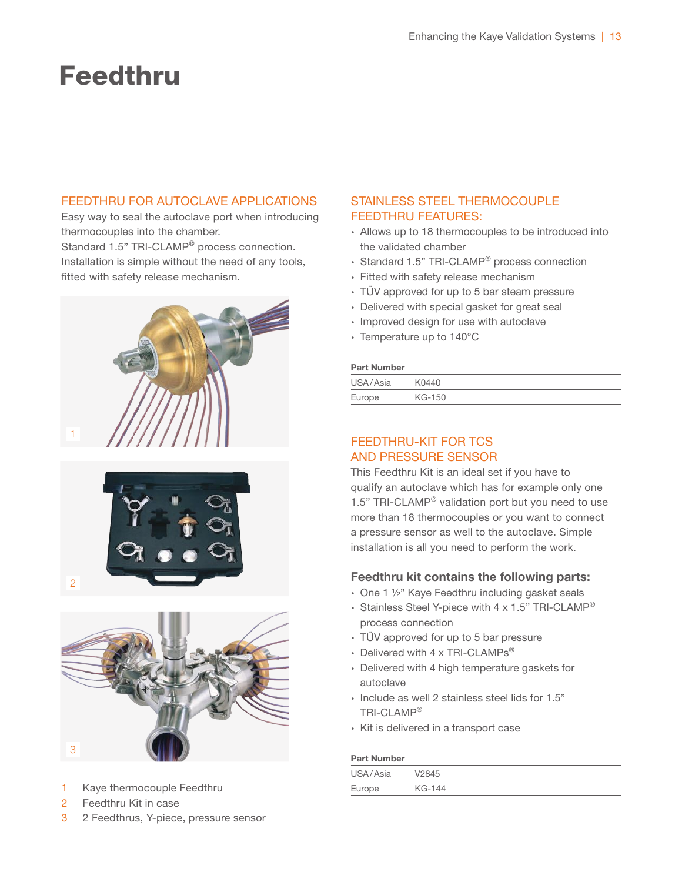# Feedthru

## FEEDTHRU FOR AUTOCLAVE APPLICATIONS

Easy way to seal the autoclave port when introducing thermocouples into the chamber.
Standard 1.5" TRI-CLAMP® process connection.
Installation is simple without the need of any tools, fitted with safety release mechanism.

1 Kaye thermocouple Feedthru
2 Feedthru Kit in case
3 2 Feedthrus, Y-piece, pressure sensor

## STAINLESS STEEL THERMOCOUPLE FEEDTHRU FEATURES:

- Allows up to 18 thermocouples to be introduced into the validated chamber
- Standard 1.5" TRI-CLAMP® process connection
- Fitted with safety release mechanism
- TÜV approved for up to 5 bar steam pressure
- Delivered with special gasket for great seal
- Improved design for use with autoclave
- Temperature up to 140°C

**Part Number**

| | |
|---|---|
| USA/Asia | K0440 |
| Europe | KG-150 |

## FEEDTHRU-KIT FOR TCS AND PRESSURE SENSOR

This Feedthru Kit is an ideal set if you have to qualify an autoclave which has for example only one 1.5" TRI-CLAMP® validation port but you need to use more than 18 thermocouples or you want to connect a pressure sensor as well to the autoclave. Simple installation is all you need to perform the work.

### Feedthru kit contains the following parts:

- One 1 ½" Kaye Feedthru including gasket seals
- Stainless Steel Y-piece with 4 x 1.5" TRI-CLAMP® process connection
- TÜV approved for up to 5 bar pressure
- Delivered with 4 x TRI-CLAMPs®
- Delivered with 4 high temperature gaskets for autoclave
- Include as well 2 stainless steel lids for 1.5" TRI-CLAMP®
- Kit is delivered in a transport case

**Part Number**

| | |
|---|---|
| USA/Asia | V2845 |
| Europe | KG-144 |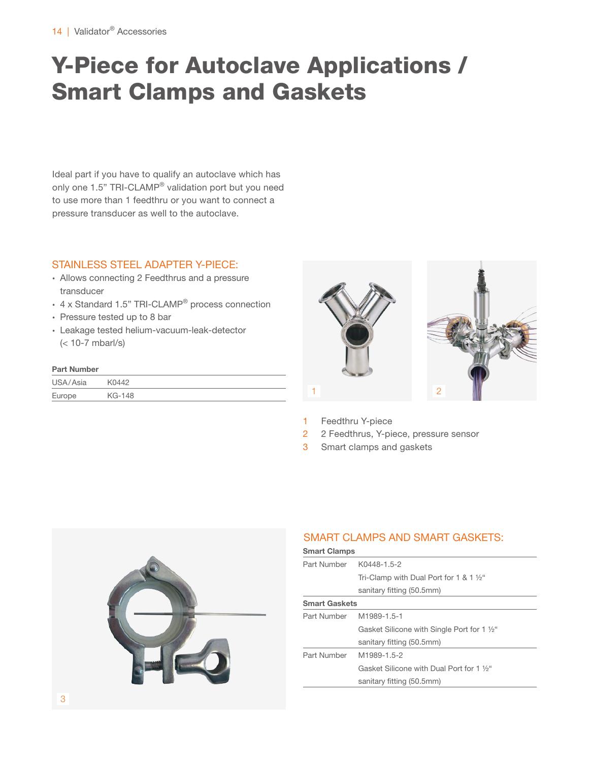// Y-Piece for Autoclave Applications / Smart Clamps and Gaskets

# Y-Piece for Autoclave Applications / Smart Clamps and Gaskets

Ideal part if you have to qualify an autoclave which has only one 1.5" TRI-CLAMP® validation port but you need to use more than 1 feedthru or you want to connect a pressure transducer as well to the autoclave.

## STAINLESS STEEL ADAPTER Y-PIECE:

- Allows connecting 2 Feedthrus and a pressure transducer
- 4 x Standard 1.5" TRI-CLAMP® process connection
- Pressure tested up to 8 bar
- Leakage tested helium-vacuum-leak-detector (< 10-7 mbarl/s)

| Part Number | |
|---|---|
| USA/Asia | K0442 |
| Europe | KG-148 |

1 Feedthru Y-piece
2 2 Feedthrus, Y-piece, pressure sensor
3 Smart clamps and gaskets

## SMART CLAMPS AND SMART GASKETS:

| Smart Clamps | |
|---|---|
| Part Number | K0448-1.5-2<br>Tri-Clamp with Dual Port for 1 & 1 ½" sanitary fitting (50.5mm) |
| **Smart Gaskets** | |
| Part Number | M1989-1.5-1<br>Gasket Silicone with Single Port for 1 ½" sanitary fitting (50.5mm) |
| Part Number | M1989-1.5-2<br>Gasket Silicone with Dual Port for 1 ½" sanitary fitting (50.5mm) |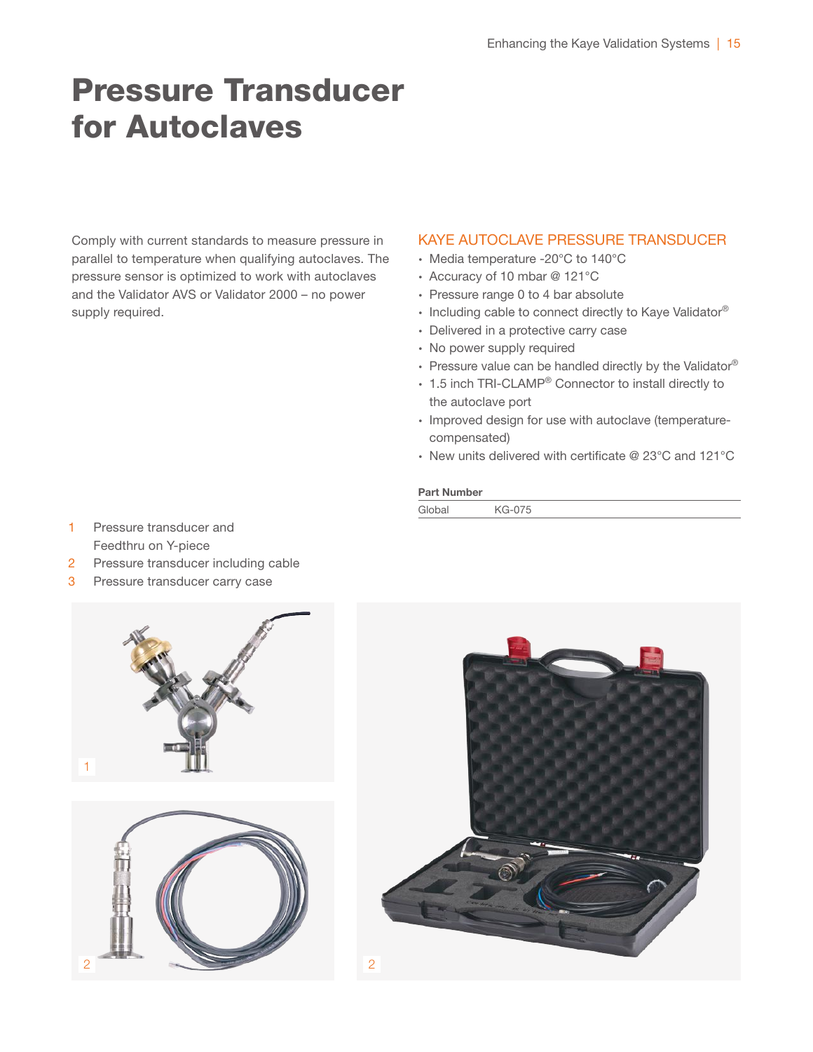# Pressure Transducer for Autoclaves

Comply with current standards to measure pressure in parallel to temperature when qualifying autoclaves. The pressure sensor is optimized to work with autoclaves and the Validator AVS or Validator 2000 – no power supply required.

## KAYE AUTOCLAVE PRESSURE TRANSDUCER

- Media temperature -20°C to 140°C
- Accuracy of 10 mbar @ 121°C
- Pressure range 0 to 4 bar absolute
- Including cable to connect directly to Kaye Validator®
- Delivered in a protective carry case
- No power supply required
- Pressure value can be handled directly by the Validator®
- 1.5 inch TRI-CLAMP® Connector to install directly to the autoclave port
- Improved design for use with autoclave (temperature-compensated)
- New units delivered with certificate @ 23°C and 121°C

| Part Number | |
|---|---|
| Global | KG-075 |

1 Pressure transducer and Feedthru on Y-piece
2 Pressure transducer including cable
3 Pressure transducer carry case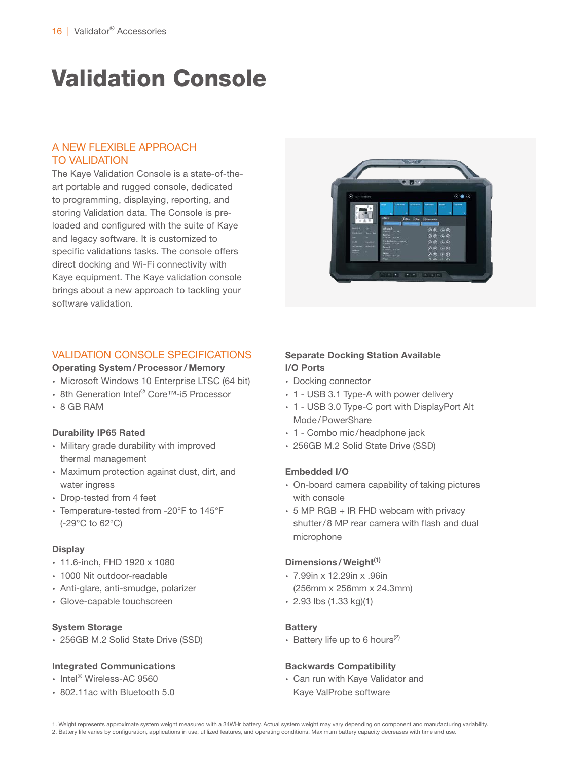# Validation Console

## A NEW FLEXIBLE APPROACH TO VALIDATION

The Kaye Validation Console is a state-of-the-art portable and rugged console, dedicated to programming, displaying, reporting, and storing Validation data. The Console is pre-loaded and configured with the suite of Kaye and legacy software. It is customized to specific validations tasks. The console offers direct docking and Wi-Fi connectivity with Kaye equipment. The Kaye validation console brings about a new approach to tackling your software validation.

## VALIDATION CONSOLE SPECIFICATIONS

**Operating System / Processor / Memory**

- Microsoft Windows 10 Enterprise LTSC (64 bit)
- 8th Generation Intel® Core™-i5 Processor
- 8 GB RAM

**Durability IP65 Rated**

- Military grade durability with improved thermal management
- Maximum protection against dust, dirt, and water ingress
- Drop-tested from 4 feet
- Temperature-tested from -20°F to 145°F (-29°C to 62°C)

**Display**

- 11.6-inch, FHD 1920 x 1080
- 1000 Nit outdoor-readable
- Anti-glare, anti-smudge, polarizer
- Glove-capable touchscreen

**System Storage**

- 256GB M.2 Solid State Drive (SSD)

**Integrated Communications**

- Intel® Wireless-AC 9560
- 802.11ac with Bluetooth 5.0

**Separate Docking Station Available**

**I/O Ports**

- Docking connector
- 1 - USB 3.1 Type-A with power delivery
- 1 - USB 3.0 Type-C port with DisplayPort Alt Mode / PowerShare
- 1 - Combo mic / headphone jack
- 256GB M.2 Solid State Drive (SSD)

**Embedded I/O**

- On-board camera capability of taking pictures with console
- 5 MP RGB + IR FHD webcam with privacy shutter / 8 MP rear camera with flash and dual microphone

**Dimensions / Weight[1]**

- 7.99in x 12.29in x .96in (256mm x 256mm x 24.3mm)
- 2.93 lbs (1.33 kg)(1)

**Battery**

- Battery life up to 6 hours[2]

**Backwards Compatibility**

- Can run with Kaye Validator and Kaye ValProbe software

1. Weight represents approximate system weight measured with a 34WHr battery. Actual system weight may vary depending on component and manufacturing variability.
2. Battery life varies by configuration, applications in use, utilized features, and operating conditions. Maximum battery capacity decreases with time and use.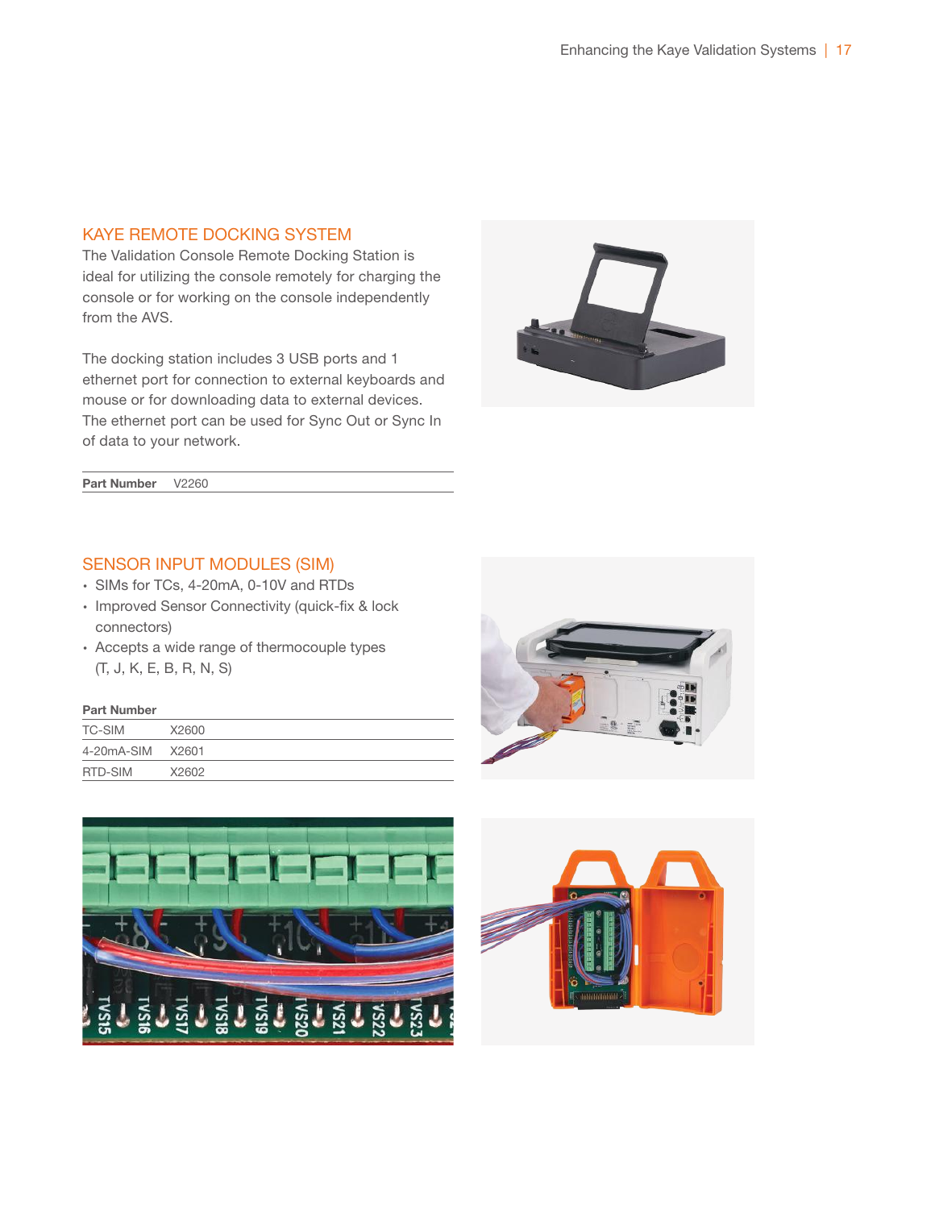## KAYE REMOTE DOCKING SYSTEM

The Validation Console Remote Docking Station is ideal for utilizing the console remotely for charging the console or for working on the console independently from the AVS.

The docking station includes 3 USB ports and 1 ethernet port for connection to external keyboards and mouse or for downloading data to external devices. The ethernet port can be used for Sync Out or Sync In of data to your network.

| Part Number | V2260 |
| --- | --- |

## SENSOR INPUT MODULES (SIM)

- SIMs for TCs, 4-20mA, 0-10V and RTDs
- Improved Sensor Connectivity (quick-fix & lock connectors)
- Accepts a wide range of thermocouple types (T, J, K, E, B, R, N, S)

**Part Number**

| | |
| --- | --- |
| TC-SIM | X2600 |
| 4-20mA-SIM | X2601 |
| RTD-SIM | X2602 |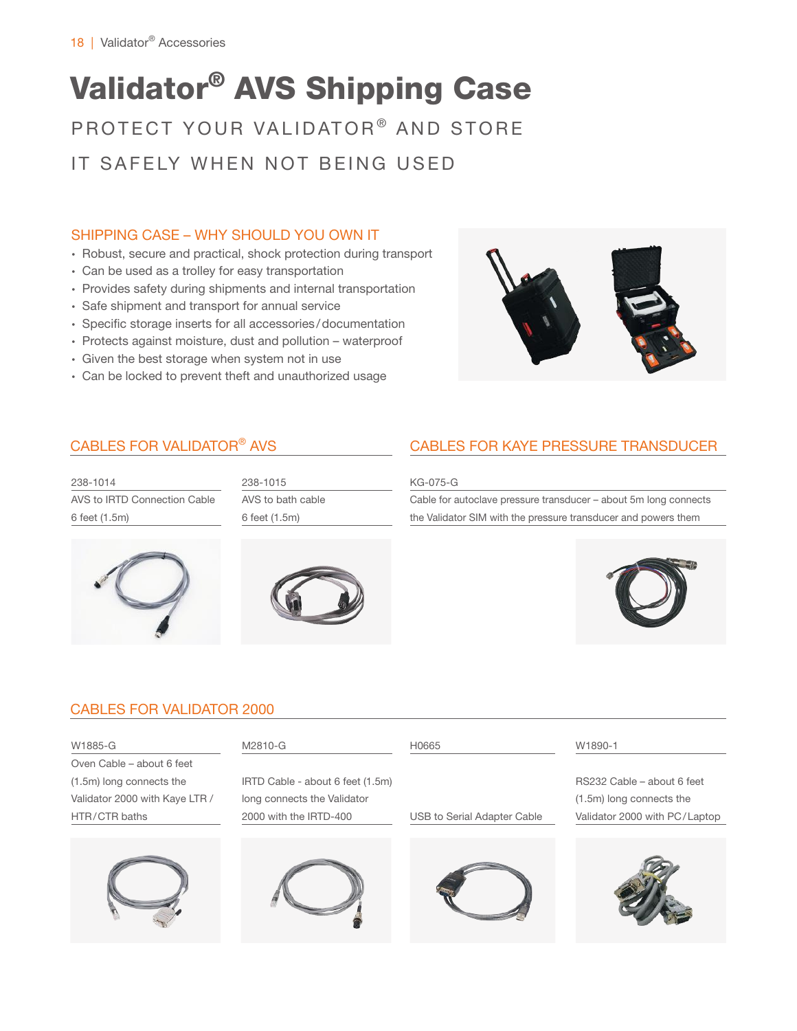# Validator® AVS Shipping Case

PROTECT YOUR VALIDATOR® AND STORE IT SAFELY WHEN NOT BEING USED

## SHIPPING CASE – WHY SHOULD YOU OWN IT

- Robust, secure and practical, shock protection during transport
- Can be used as a trolley for easy transportation
- Provides safety during shipments and internal transportation
- Safe shipment and transport for annual service
- Specific storage inserts for all accessories/documentation
- Protects against moisture, dust and pollution – waterproof
- Given the best storage when system not in use
- Can be locked to prevent theft and unauthorized usage

## CABLES FOR VALIDATOR® AVS

**238-1014**

AVS to IRTD Connection Cable 6 feet (1.5m)

**238-1015**

AVS to bath cable 6 feet (1.5m)

## CABLES FOR KAYE PRESSURE TRANSDUCER

**KG-075-G**

Cable for autoclave pressure transducer – about 5m long connects the Validator SIM with the pressure transducer and powers them

## CABLES FOR VALIDATOR 2000

**W1885-G**

Oven Cable – about 6 feet (1.5m) long connects the Validator 2000 with Kaye LTR / HTR/CTR baths

**M2810-G**

IRTD Cable - about 6 feet (1.5m) long connects the Validator 2000 with the IRTD-400

**H0665**

USB to Serial Adapter Cable

**W1890-1**

RS232 Cable – about 6 feet (1.5m) long connects the Validator 2000 with PC/Laptop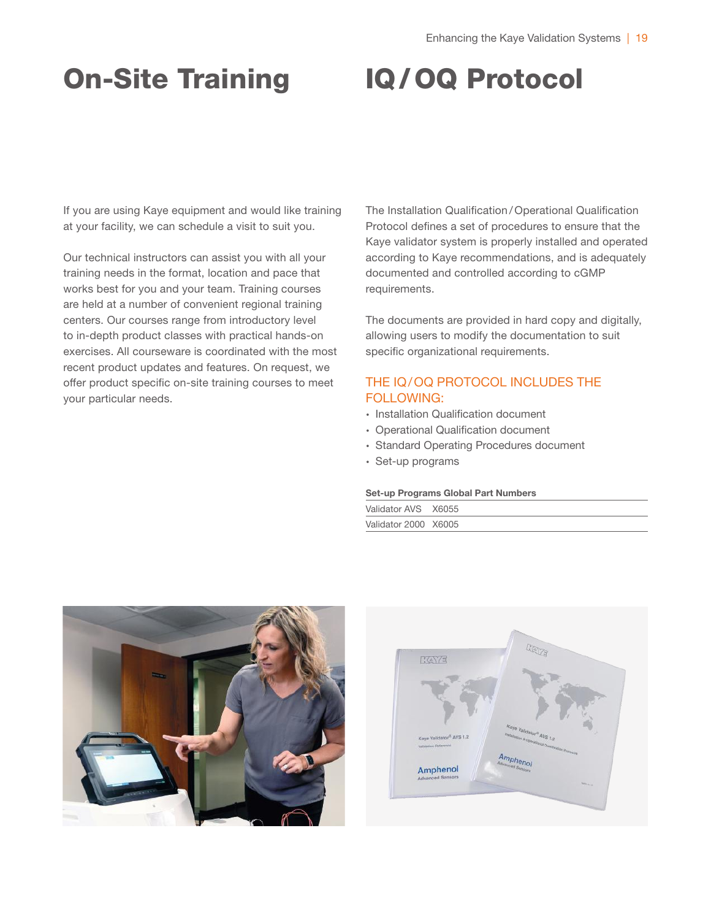# On-Site Training

If you are using Kaye equipment and would like training at your facility, we can schedule a visit to suit you.

Our technical instructors can assist you with all your training needs in the format, location and pace that works best for you and your team. Training courses are held at a number of convenient regional training centers. Our courses range from introductory level to in-depth product classes with practical hands-on exercises. All courseware is coordinated with the most recent product updates and features. On request, we offer product specific on-site training courses to meet your particular needs.

# IQ/OQ Protocol

The Installation Qualification/Operational Qualification Protocol defines a set of procedures to ensure that the Kaye validator system is properly installed and operated according to Kaye recommendations, and is adequately documented and controlled according to cGMP requirements.

The documents are provided in hard copy and digitally, allowing users to modify the documentation to suit specific organizational requirements.

## THE IQ/OQ PROTOCOL INCLUDES THE FOLLOWING:

- Installation Qualification document
- Operational Qualification document
- Standard Operating Procedures document
- Set-up programs

| Set-up Programs Global Part Numbers | |
|---|---|
| Validator AVS | X6055 |
| Validator 2000 | X6005 |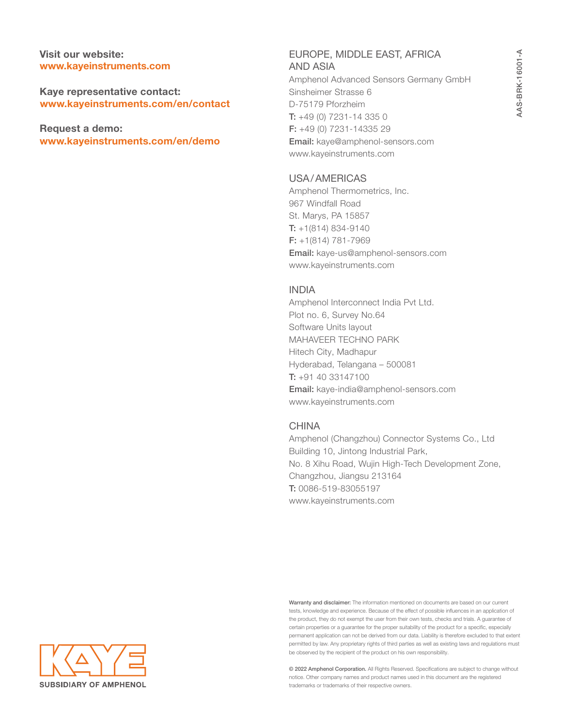**Visit our website:**
**www.kayeinstruments.com**

**Kaye representative contact:**
**www.kayeinstruments.com/en/contact**

**Request a demo:**
**www.kayeinstruments.com/en/demo**

## EUROPE, MIDDLE EAST, AFRICA AND ASIA

Amphenol Advanced Sensors Germany GmbH
Sinsheimer Strasse 6
D-75179 Pforzheim
**T:** +49 (0) 7231-14 335 0
**F:** +49 (0) 7231-14335 29
**Email:** kaye@amphenol-sensors.com
www.kayeinstruments.com

## USA / AMERICAS

Amphenol Thermometrics, Inc.
967 Windfall Road
St. Marys, PA 15857
**T:** +1(814) 834-9140
**F:** +1(814) 781-7969
**Email:** kaye-us@amphenol-sensors.com
www.kayeinstruments.com

## INDIA

Amphenol Interconnect India Pvt Ltd.
Plot no. 6, Survey No.64
Software Units layout
MAHAVEER TECHNO PARK
Hitech City, Madhapur
Hyderabad, Telangana – 500081
**T:** +91 40 33147100
**Email:** kaye-india@amphenol-sensors.com
www.kayeinstruments.com

## CHINA

Amphenol (Changzhou) Connector Systems Co., Ltd
Building 10, Jintong Industrial Park,
No. 8 Xihu Road, Wujin High-Tech Development Zone,
Changzhou, Jiangsu 213164
**T:** 0086-519-83055197
www.kayeinstruments.com

AAS-BRK-16001-A

KAYE
SUBSIDIARY OF AMPHENOL

**Warranty and disclaimer:** The information mentioned on documents are based on our current tests, knowledge and experience. Because of the effect of possible influences in an application of the product, they do not exempt the user from their own tests, checks and trials. A guarantee of certain properties or a guarantee for the proper suitability of the product for a specific, especially permanent application can not be derived from our data. Liability is therefore excluded to that extent permitted by law. Any proprietary rights of third parties as well as existing laws and regulations must be observed by the recipient of the product on his own responsibility.

**© 2022 Amphenol Corporation.** All Rights Reserved. Specifications are subject to change without notice. Other company names and product names used in this document are the registered trademarks or trademarks of their respective owners.